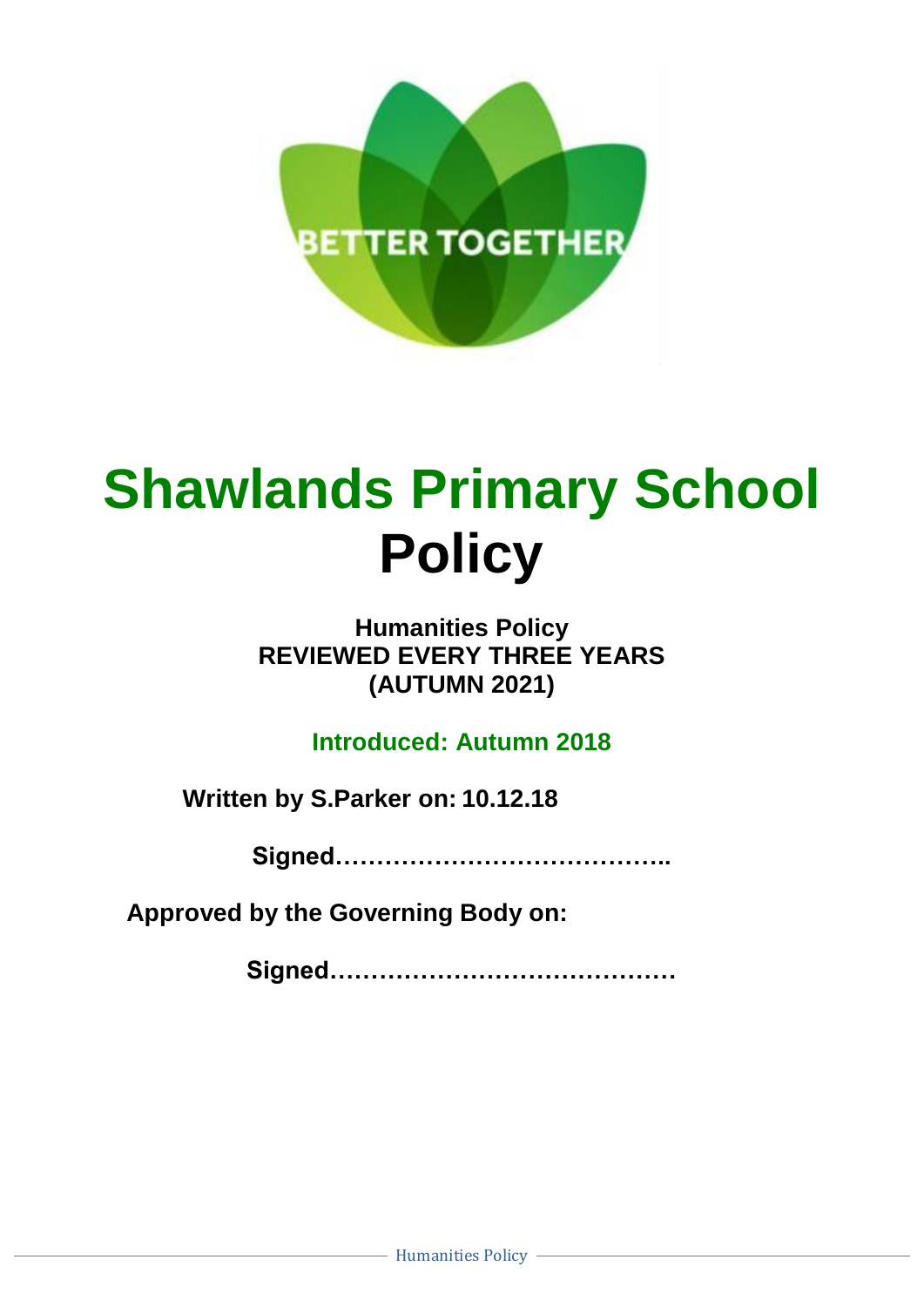BETTER TOGETHER

# Shawlands Primary School Policy

**Humanities Policy**
**REVIEWED EVERY THREE YEARS**
**(AUTUMN 2021)**

**Introduced: Autumn 2018**

**Written by S.Parker on: 10.12.18**

**Signed…………………………………..**

**Approved by the Governing Body on:**

**Signed……………………………………**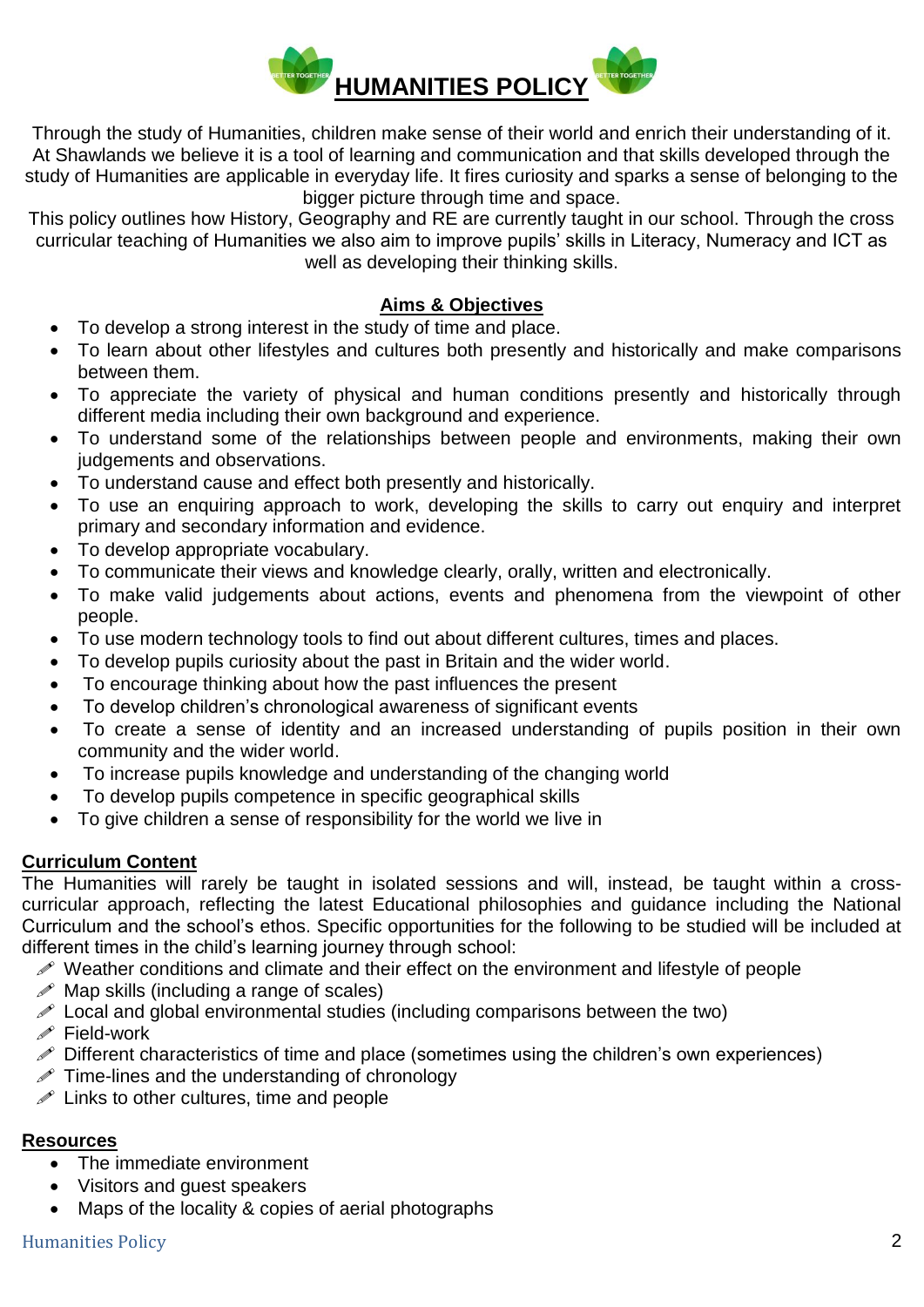# HUMANITIES POLICY

Through the study of Humanities, children make sense of their world and enrich their understanding of it. At Shawlands we believe it is a tool of learning and communication and that skills developed through the study of Humanities are applicable in everyday life. It fires curiosity and sparks a sense of belonging to the bigger picture through time and space.

This policy outlines how History, Geography and RE are currently taught in our school. Through the cross curricular teaching of Humanities we also aim to improve pupils' skills in Literacy, Numeracy and ICT as well as developing their thinking skills.

## Aims & Objectives

- To develop a strong interest in the study of time and place.
- To learn about other lifestyles and cultures both presently and historically and make comparisons between them.
- To appreciate the variety of physical and human conditions presently and historically through different media including their own background and experience.
- To understand some of the relationships between people and environments, making their own judgements and observations.
- To understand cause and effect both presently and historically.
- To use an enquiring approach to work, developing the skills to carry out enquiry and interpret primary and secondary information and evidence.
- To develop appropriate vocabulary.
- To communicate their views and knowledge clearly, orally, written and electronically.
- To make valid judgements about actions, events and phenomena from the viewpoint of other people.
- To use modern technology tools to find out about different cultures, times and places.
- To develop pupils curiosity about the past in Britain and the wider world.
- To encourage thinking about how the past influences the present
- To develop children's chronological awareness of significant events
- To create a sense of identity and an increased understanding of pupils position in their own community and the wider world.
- To increase pupils knowledge and understanding of the changing world
- To develop pupils competence in specific geographical skills
- To give children a sense of responsibility for the world we live in

## Curriculum Content

The Humanities will rarely be taught in isolated sessions and will, instead, be taught within a cross-curricular approach, reflecting the latest Educational philosophies and guidance including the National Curriculum and the school's ethos. Specific opportunities for the following to be studied will be included at different times in the child's learning journey through school:

- Weather conditions and climate and their effect on the environment and lifestyle of people
- Map skills (including a range of scales)
- Local and global environmental studies (including comparisons between the two)
- Field-work
- Different characteristics of time and place (sometimes using the children's own experiences)
- Time-lines and the understanding of chronology
- Links to other cultures, time and people

## Resources

- The immediate environment
- Visitors and guest speakers
- Maps of the locality & copies of aerial photographs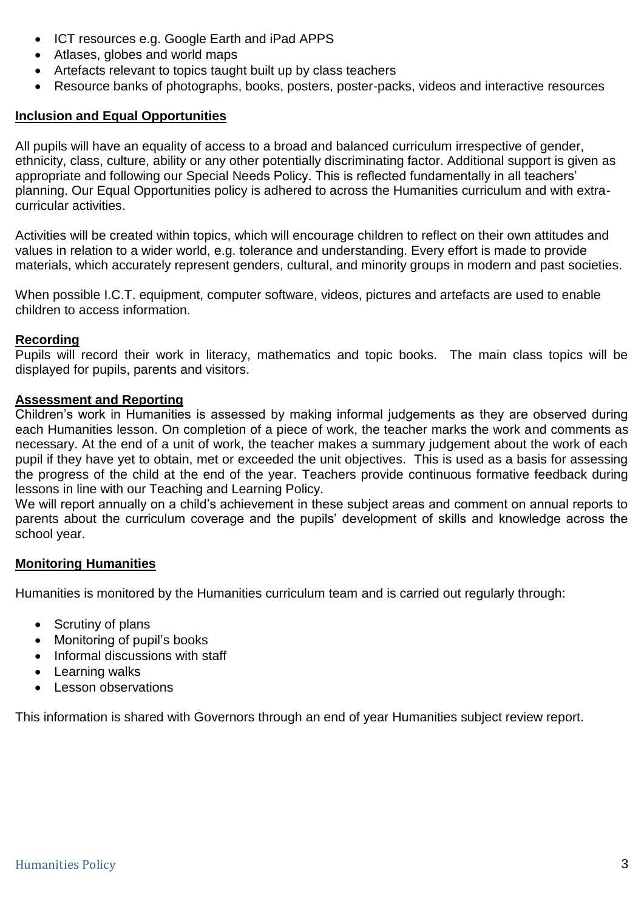- ICT resources e.g. Google Earth and iPad APPS
- Atlases, globes and world maps
- Artefacts relevant to topics taught built up by class teachers
- Resource banks of photographs, books, posters, poster-packs, videos and interactive resources

## Inclusion and Equal Opportunities

All pupils will have an equality of access to a broad and balanced curriculum irrespective of gender, ethnicity, class, culture, ability or any other potentially discriminating factor. Additional support is given as appropriate and following our Special Needs Policy. This is reflected fundamentally in all teachers' planning. Our Equal Opportunities policy is adhered to across the Humanities curriculum and with extra-curricular activities.

Activities will be created within topics, which will encourage children to reflect on their own attitudes and values in relation to a wider world, e.g. tolerance and understanding. Every effort is made to provide materials, which accurately represent genders, cultural, and minority groups in modern and past societies.

When possible I.C.T. equipment, computer software, videos, pictures and artefacts are used to enable children to access information.

## Recording

Pupils will record their work in literacy, mathematics and topic books. The main class topics will be displayed for pupils, parents and visitors.

## Assessment and Reporting

Children's work in Humanities is assessed by making informal judgements as they are observed during each Humanities lesson. On completion of a piece of work, the teacher marks the work and comments as necessary. At the end of a unit of work, the teacher makes a summary judgement about the work of each pupil if they have yet to obtain, met or exceeded the unit objectives. This is used as a basis for assessing the progress of the child at the end of the year. Teachers provide continuous formative feedback during lessons in line with our Teaching and Learning Policy.

We will report annually on a child's achievement in these subject areas and comment on annual reports to parents about the curriculum coverage and the pupils' development of skills and knowledge across the school year.

## Monitoring Humanities

Humanities is monitored by the Humanities curriculum team and is carried out regularly through:

- Scrutiny of plans
- Monitoring of pupil's books
- Informal discussions with staff
- Learning walks
- Lesson observations

This information is shared with Governors through an end of year Humanities subject review report.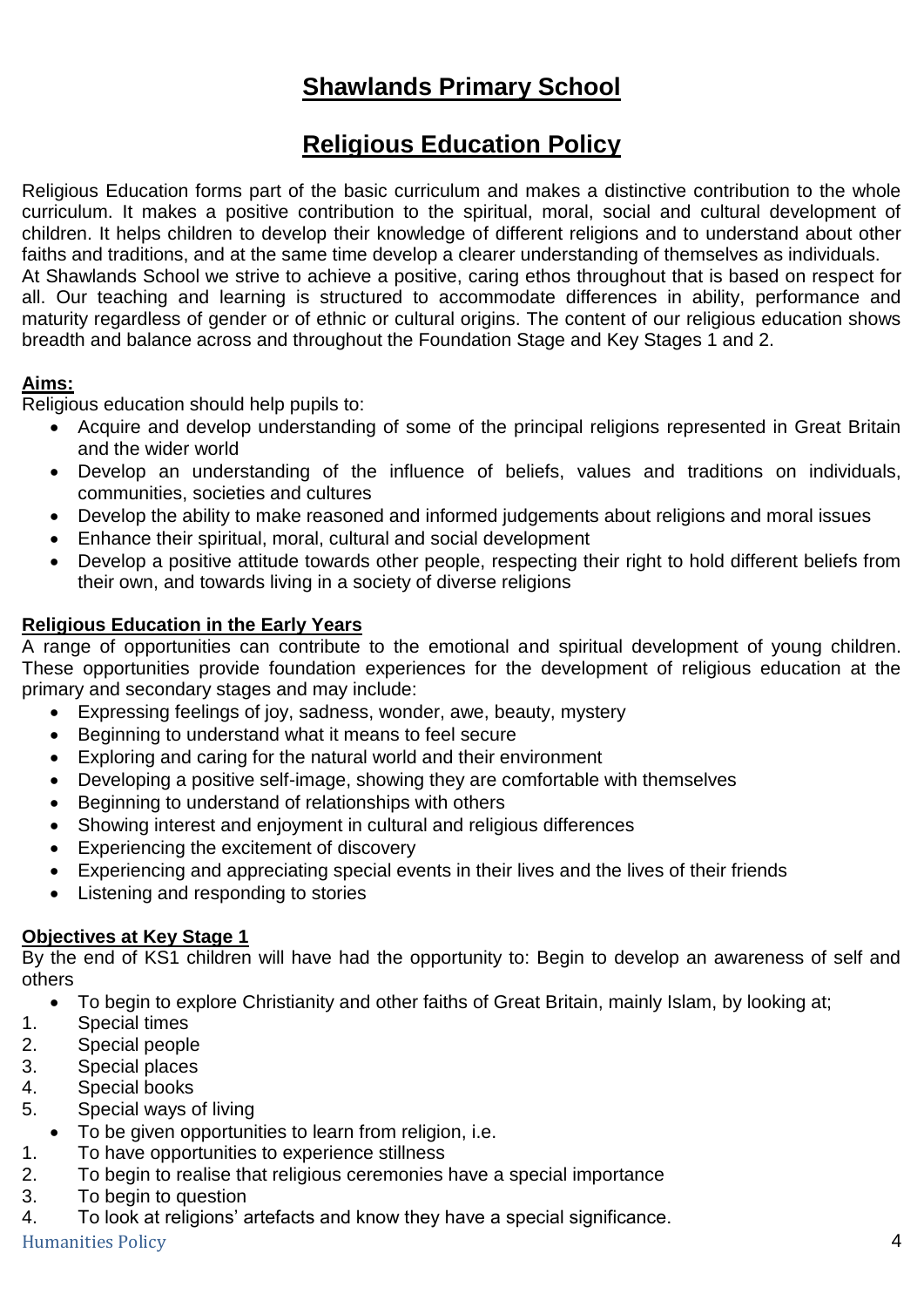# Shawlands Primary School

## Religious Education Policy

Religious Education forms part of the basic curriculum and makes a distinctive contribution to the whole curriculum. It makes a positive contribution to the spiritual, moral, social and cultural development of children. It helps children to develop their knowledge of different religions and to understand about other faiths and traditions, and at the same time develop a clearer understanding of themselves as individuals.
At Shawlands School we strive to achieve a positive, caring ethos throughout that is based on respect for all. Our teaching and learning is structured to accommodate differences in ability, performance and maturity regardless of gender or of ethnic or cultural origins. The content of our religious education shows breadth and balance across and throughout the Foundation Stage and Key Stages 1 and 2.

**Aims:**

Religious education should help pupils to:

- Acquire and develop understanding of some of the principal religions represented in Great Britain and the wider world
- Develop an understanding of the influence of beliefs, values and traditions on individuals, communities, societies and cultures
- Develop the ability to make reasoned and informed judgements about religions and moral issues
- Enhance their spiritual, moral, cultural and social development
- Develop a positive attitude towards other people, respecting their right to hold different beliefs from their own, and towards living in a society of diverse religions

**Religious Education in the Early Years**

A range of opportunities can contribute to the emotional and spiritual development of young children. These opportunities provide foundation experiences for the development of religious education at the primary and secondary stages and may include:

- Expressing feelings of joy, sadness, wonder, awe, beauty, mystery
- Beginning to understand what it means to feel secure
- Exploring and caring for the natural world and their environment
- Developing a positive self-image, showing they are comfortable with themselves
- Beginning to understand of relationships with others
- Showing interest and enjoyment in cultural and religious differences
- Experiencing the excitement of discovery
- Experiencing and appreciating special events in their lives and the lives of their friends
- Listening and responding to stories

**Objectives at Key Stage 1**

By the end of KS1 children will have had the opportunity to: Begin to develop an awareness of self and others

- To begin to explore Christianity and other faiths of Great Britain, mainly Islam, by looking at;

1. Special times
2. Special people
3. Special places
4. Special books
5. Special ways of living

- To be given opportunities to learn from religion, i.e.

1. To have opportunities to experience stillness
2. To begin to realise that religious ceremonies have a special importance
3. To begin to question
4. To look at religions' artefacts and know they have a special significance.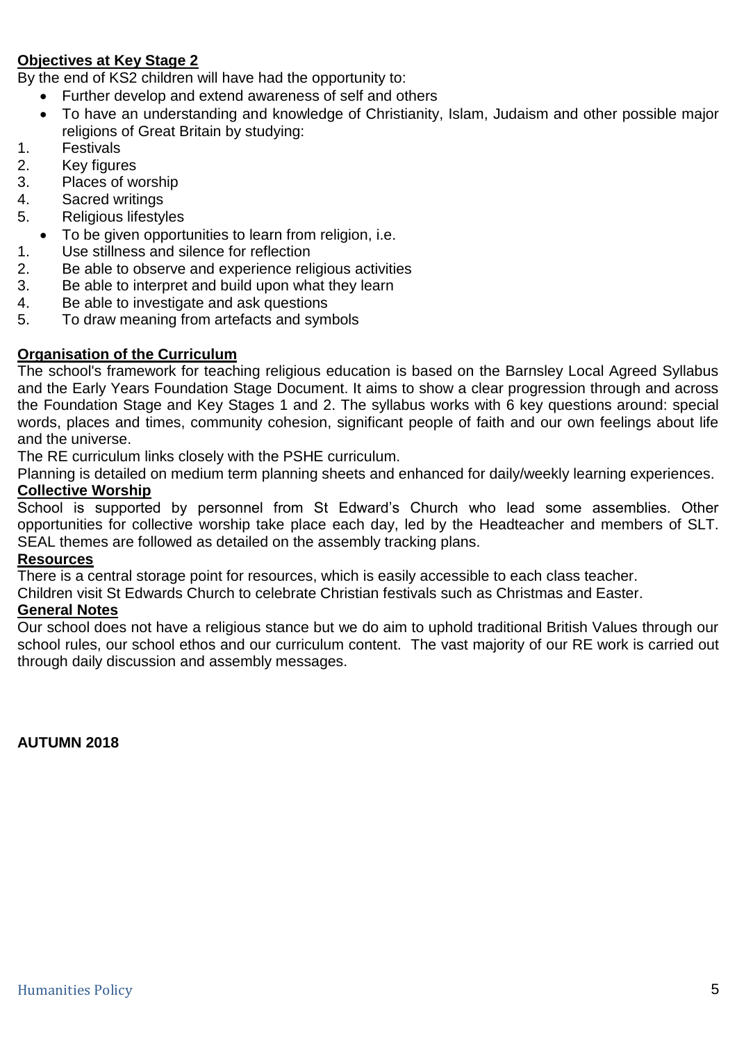**Objectives at Key Stage 2**

By the end of KS2 children will have had the opportunity to:

- Further develop and extend awareness of self and others
- To have an understanding and knowledge of Christianity, Islam, Judaism and other possible major religions of Great Britain by studying:

1. Festivals
2. Key figures
3. Places of worship
4. Sacred writings
5. Religious lifestyles

- To be given opportunities to learn from religion, i.e.

1. Use stillness and silence for reflection
2. Be able to observe and experience religious activities
3. Be able to interpret and build upon what they learn
4. Be able to investigate and ask questions
5. To draw meaning from artefacts and symbols

**Organisation of the Curriculum**

The school's framework for teaching religious education is based on the Barnsley Local Agreed Syllabus and the Early Years Foundation Stage Document. It aims to show a clear progression through and across the Foundation Stage and Key Stages 1 and 2. The syllabus works with 6 key questions around: special words, places and times, community cohesion, significant people of faith and our own feelings about life and the universe.

The RE curriculum links closely with the PSHE curriculum.

Planning is detailed on medium term planning sheets and enhanced for daily/weekly learning experiences.

**Collective Worship**

School is supported by personnel from St Edward's Church who lead some assemblies. Other opportunities for collective worship take place each day, led by the Headteacher and members of SLT. SEAL themes are followed as detailed on the assembly tracking plans.

**Resources**

There is a central storage point for resources, which is easily accessible to each class teacher.

Children visit St Edwards Church to celebrate Christian festivals such as Christmas and Easter.

**General Notes**

Our school does not have a religious stance but we do aim to uphold traditional British Values through our school rules, our school ethos and our curriculum content. The vast majority of our RE work is carried out through daily discussion and assembly messages.

**AUTUMN 2018**